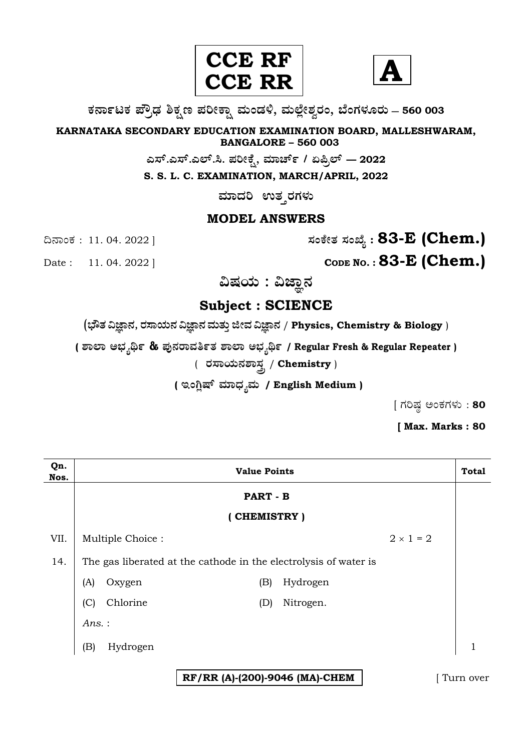**CCE RF**
**CCE RR**

**A**

**ಕರ್ನಾಟಕ ಪ್ರೌಢ ಶಿಕ್ಷಣ ಪರೀಕ್ಷಾ ಮಂಡಳಿ, ಮಲ್ಲೇಶ್ವರಂ, ಬೆಂಗಳೂರು – 560 003**

**KARNATAKA SECONDARY EDUCATION EXAMINATION BOARD, MALLESHWARAM, BANGALORE – 560 003**

**ಎಸ್.ಎಸ್.ಎಲ್.ಸಿ. ಪರೀಕ್ಷೆ, ಮಾರ್ಚ್ / ಏಪ್ರಿಲ್ — 2022**

**S. S. L. C. EXAMINATION, MARCH/APRIL, 2022**

**ಮಾದರಿ ಉತ್ತರಗಳು**

**MODEL ANSWERS**

ದಿನಾಂಕ : 11. 04. 2022 ] **ಸಂಕೇತ ಸಂಖ್ಯೆ : 83-E (Chem.)**

Date : 11. 04. 2022 ] **CODE NO. : 83-E (Chem.)**

**ವಿಷಯ : ವಿಜ್ಞಾನ**

**Subject : SCIENCE**

**(ಭೌತ ವಿಜ್ಞಾನ, ರಸಾಯನ ವಿಜ್ಞಾನ ಮತ್ತು ಜೀವ ವಿಜ್ಞಾನ / Physics, Chemistry & Biology )**

**( ಶಾಲಾ ಅಭ್ಯರ್ಥಿ & ಪುನರಾವರ್ತಿತ ಶಾಲಾ ಅಭ್ಯರ್ಥಿ / Regular Fresh & Regular Repeater )**

( ರಸಾಯನಶಾಸ್ತ್ರ / **Chemistry** )

**( ಇಂಗ್ಲಿಷ್ ಮಾಧ್ಯಮ / English Medium )**

[ ಗರಿಷ್ಠ ಅಂಕಗಳು : **80**

**[ Max. Marks : 80**

| Qn. Nos. | Value Points | Total |
|---|---|---|
| | **PART - B** | |
| | **( CHEMISTRY )** | |
| VII. | Multiple Choice : $2 \times 1 = 2$ | |
| 14. | The gas liberated at the cathode in the electrolysis of water is | |
| | (A) Oxygen (B) Hydrogen | |
| | (C) Chlorine (D) Nitrogen. | |
| | *Ans.* : | |
| | (B) Hydrogen | 1 |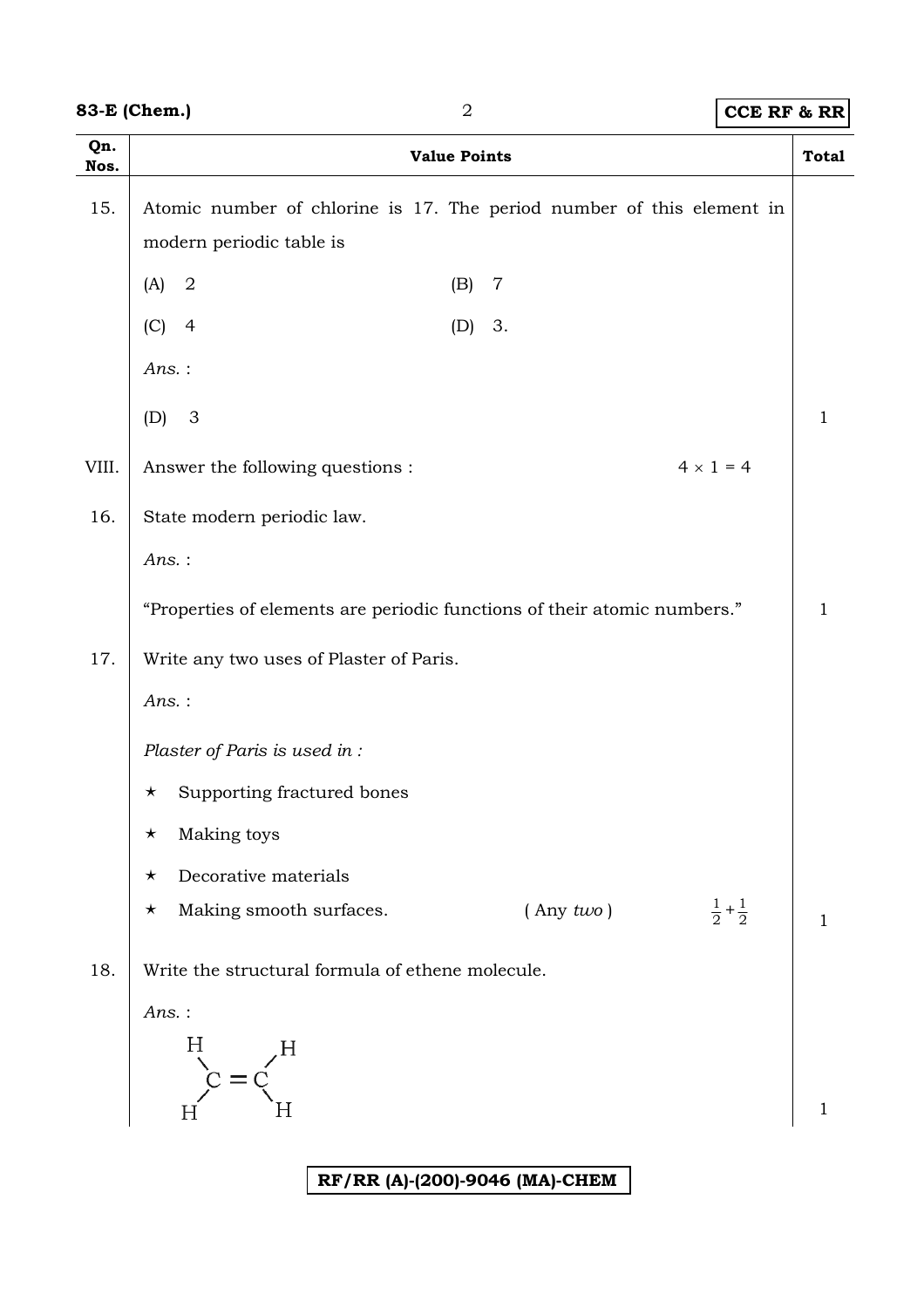| Qn. Nos. | Value Points | Total |
|---|---|---|
| 15. | Atomic number of chlorine is 17. The period number of this element in modern periodic table is<br>(A) 2 (B) 7<br>(C) 4 (D) 3.<br>*Ans.* :<br>(D) 3 | 1 |
| VIII. | Answer the following questions : $4 \times 1 = 4$ | |
| 16. | State modern periodic law.<br>*Ans.* :<br>"Properties of elements are periodic functions of their atomic numbers." | 1 |
| 17. | Write any two uses of Plaster of Paris.<br>*Ans.* :<br>*Plaster of Paris is used in :*<br>★ Supporting fractured bones<br>★ Making toys<br>★ Decorative materials<br>★ Making smooth surfaces. ( Any *two* ) $\frac{1}{2}+\frac{1}{2}$ | 1 |
| 18. | Write the structural formula of ethene molecule.<br>*Ans.* :<br>$$\begin{matrix} H & & & & H \\ & \diagdown & & \diagup & \\ & C & = & C & \\ & \diagup & & \diagdown & \\ H & & & & H \end{matrix}$$ | 1 |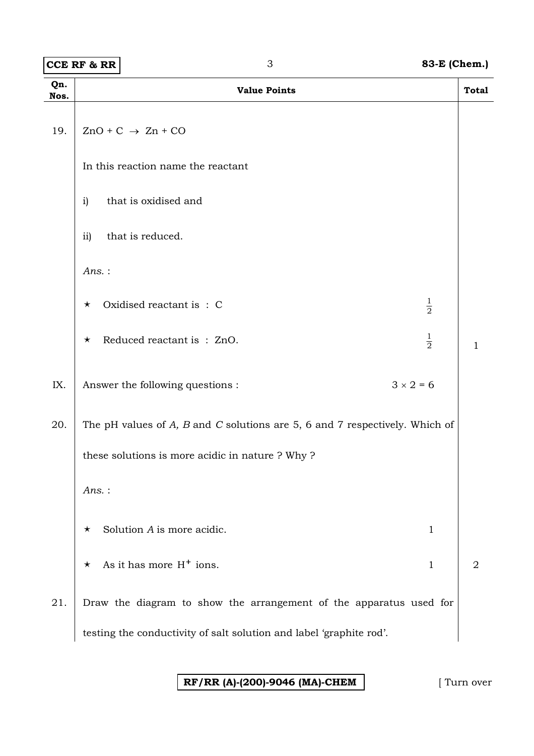| Qn. Nos. | Value Points | | Total |
|---|---|---|---|
| 19. | $ZnO + C \rightarrow Zn + CO$ | | |
| | In this reaction name the reactant | | |
| | i) that is oxidised and | | |
| | ii) that is reduced. | | |
| | *Ans.* : | | |
| | ★ Oxidised reactant is : C | $\frac{1}{2}$ | |
| | ★ Reduced reactant is : ZnO. | $\frac{1}{2}$ | 1 |
| IX. | Answer the following questions : | $3 \times 2 = 6$ | |
| 20. | The pH values of *A, B* and *C* solutions are 5, 6 and 7 respectively. Which of these solutions is more acidic in nature ? Why ? | | |
| | *Ans.* : | | |
| | ★ Solution *A* is more acidic. | 1 | |
| | ★ As it has more $H^+$ ions. | 1 | 2 |
| 21. | Draw the diagram to show the arrangement of the apparatus used for testing the conductivity of salt solution and label 'graphite rod'. | | |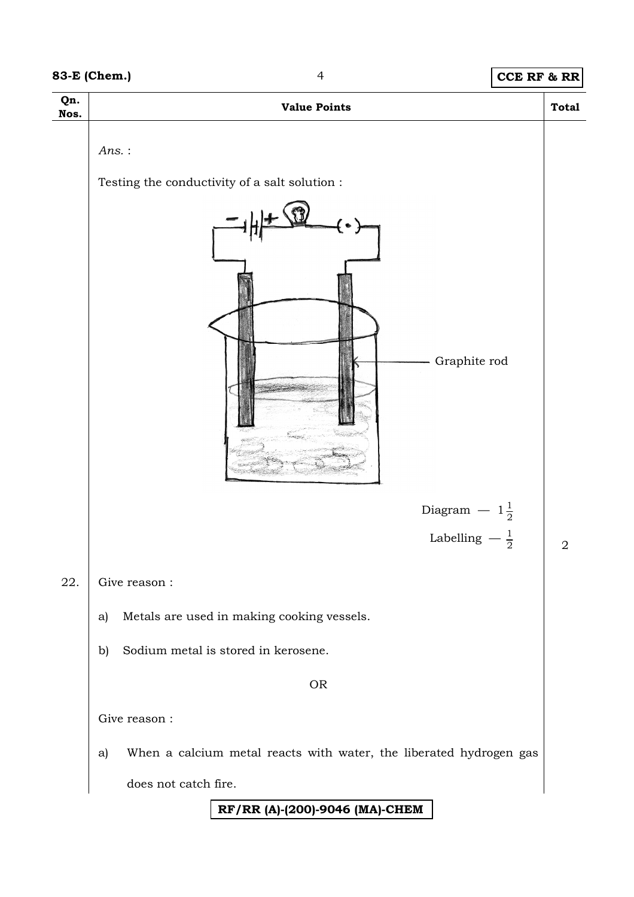| Qn. Nos. | Value Points | Total |
|---|---|---|
| | *Ans.* : | |
| | Testing the conductivity of a salt solution : | |
| | Graphite rod | |
| | Diagram — $1\frac{1}{2}$ | |
| | Labelling — $\frac{1}{2}$ | 2 |
| 22. | Give reason : | |
| | a) Metals are used in making cooking vessels. | |
| | b) Sodium metal is stored in kerosene. | |
| | OR | |
| | Give reason : | |
| | a) When a calcium metal reacts with water, the liberated hydrogen gas does not catch fire. | |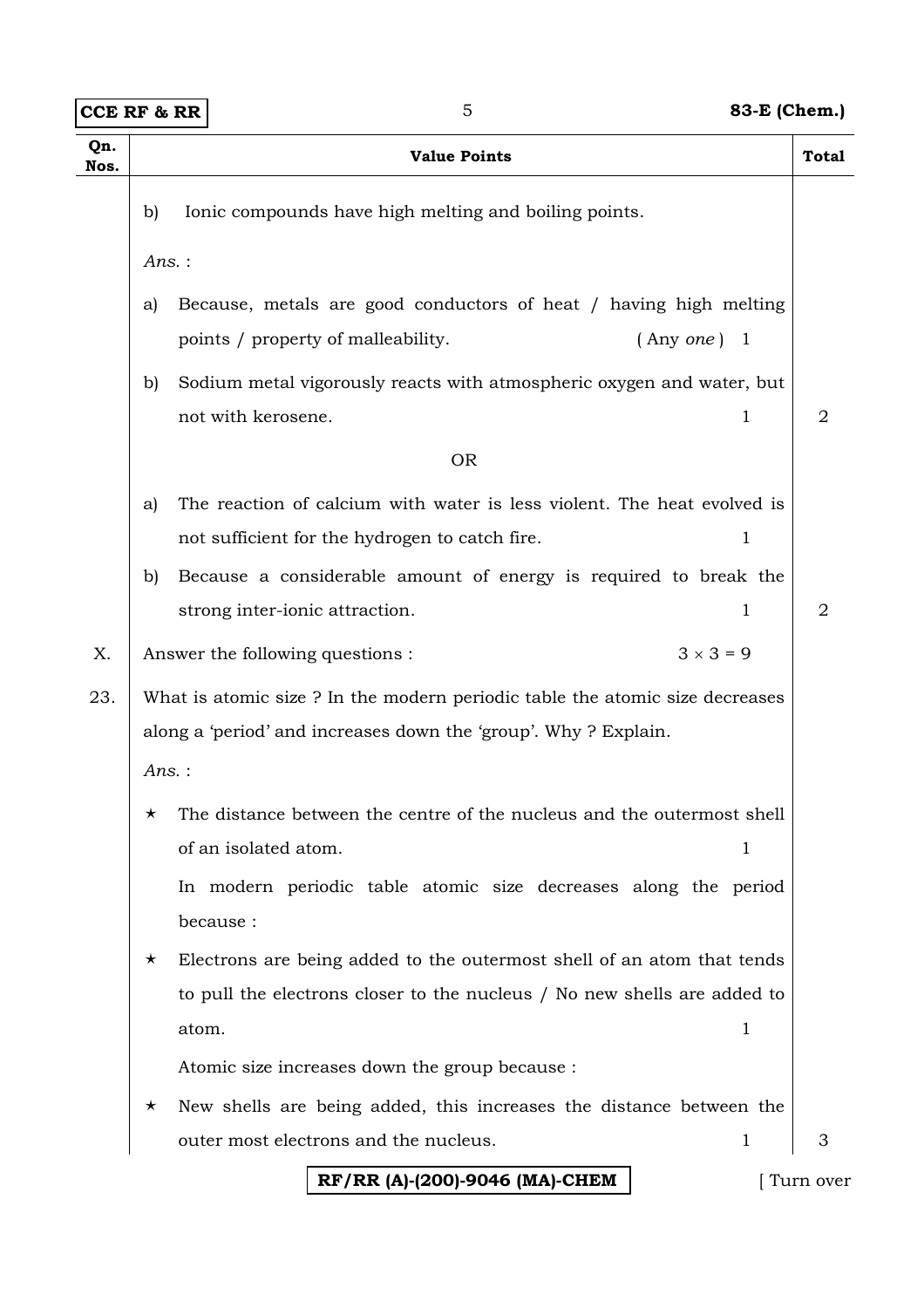| Qn. Nos. | Value Points | Total |
|---|---|---|
| | b) Ionic compounds have high melting and boiling points. | |
| | *Ans.* : | |
| | a) Because, metals are good conductors of heat / having high melting points / property of malleability. ( Any *one* ) 1 | |
| | b) Sodium metal vigorously reacts with atmospheric oxygen and water, but not with kerosene. 1 | 2 |
| | OR | |
| | a) The reaction of calcium with water is less violent. The heat evolved is not sufficient for the hydrogen to catch fire. 1 | |
| | b) Because a considerable amount of energy is required to break the strong inter-ionic attraction. 1 | 2 |
| X. | Answer the following questions : $3 \times 3 = 9$ | |
| 23. | What is atomic size ? In the modern periodic table the atomic size decreases along a 'period' and increases down the 'group'. Why ? Explain. | |
| | *Ans.* : | |
| | ★ The distance between the centre of the nucleus and the outermost shell of an isolated atom. 1 | |
| | In modern periodic table atomic size decreases along the period because : | |
| | ★ Electrons are being added to the outermost shell of an atom that tends to pull the electrons closer to the nucleus / No new shells are added to atom. 1 | |
| | Atomic size increases down the group because : | |
| | ★ New shells are being added, this increases the distance between the outer most electrons and the nucleus. 1 | 3 |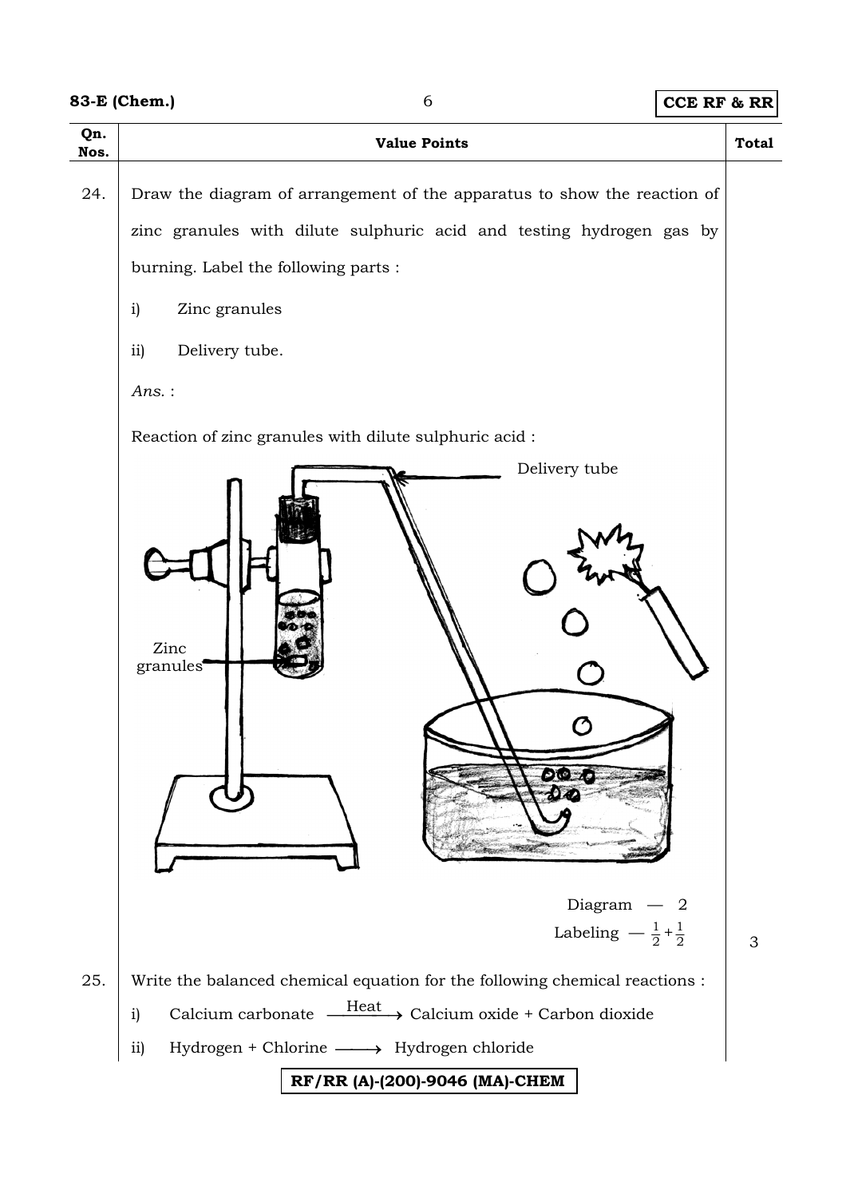| Qn. Nos. | Value Points | Total |
|---|---|---|
| 24. | Draw the diagram of arrangement of the apparatus to show the reaction of zinc granules with dilute sulphuric acid and testing hydrogen gas by burning. Label the following parts : | |
| | i) Zinc granules | |
| | ii) Delivery tube. | |
| | *Ans.* : | |
| | Reaction of zinc granules with dilute sulphuric acid : | |
| | Delivery tube | |
| | Zinc granules | |
| | Diagram — 2 | |
| | Labeling — $\frac{1}{2}+\frac{1}{2}$ | 3 |
| 25. | Write the balanced chemical equation for the following chemical reactions : | |
| | i) Calcium carbonate $\xrightarrow{\text{Heat}}$ Calcium oxide + Carbon dioxide | |
| | ii) Hydrogen + Chlorine $\longrightarrow$ Hydrogen chloride | |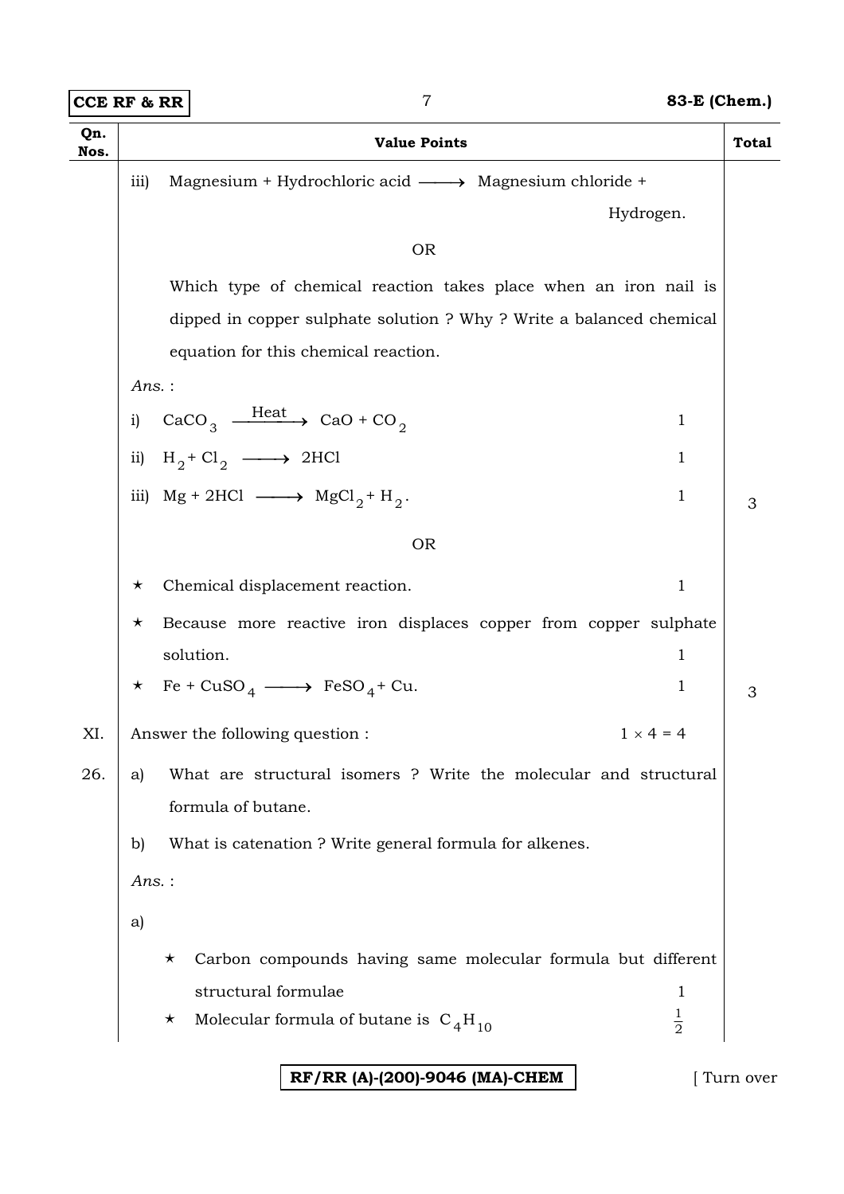| Qn. Nos. | Value Points | | Total |
|---|---|---|---|
| | iii) Magnesium + Hydrochloric acid $\longrightarrow$ Magnesium chloride + Hydrogen. | | |
| | OR | | |
| | Which type of chemical reaction takes place when an iron nail is dipped in copper sulphate solution ? Why ? Write a balanced chemical equation for this chemical reaction. | | |
| | *Ans.* : | | |
| | i) $CaCO_3 \xrightarrow{\text{Heat}} CaO + CO_2$ | 1 | |
| | ii) $H_2 + Cl_2 \longrightarrow 2HCl$ | 1 | |
| | iii) $Mg + 2HCl \longrightarrow MgCl_2 + H_2$. | 1 | 3 |
| | OR | | |
| | ⋆ Chemical displacement reaction. | 1 | |
| | ⋆ Because more reactive iron displaces copper from copper sulphate solution. | 1 | |
| | ⋆ $Fe + CuSO_4 \longrightarrow FeSO_4 + Cu$. | 1 | 3 |
| XI. | Answer the following question : | $1 \times 4 = 4$ | |
| 26. | a) What are structural isomers ? Write the molecular and structural formula of butane. | | |
| | b) What is catenation ? Write general formula for alkenes. | | |
| | *Ans.* : | | |
| | a) | | |
| | ⋆ Carbon compounds having same molecular formula but different structural formulae | 1 | |
| | ⋆ Molecular formula of butane is $C_4H_{10}$ | $\frac{1}{2}$ | |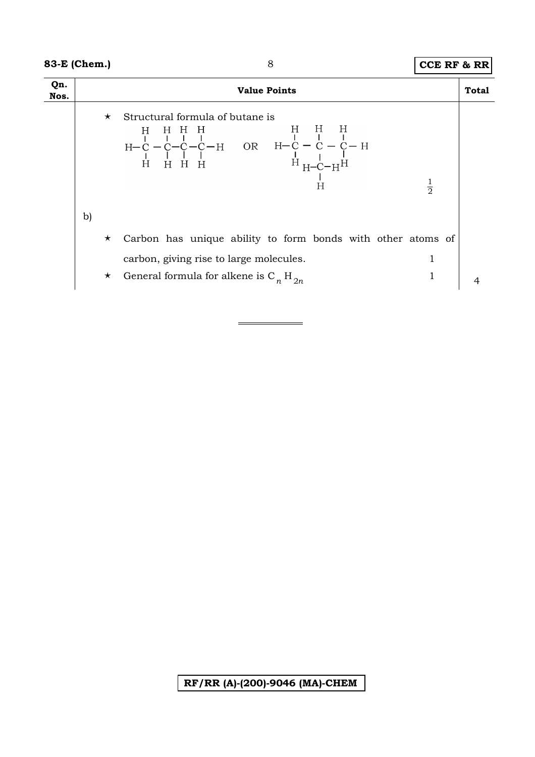| Qn. Nos. | Value Points | | Total |
|---|---|---|---|
| | ★ Structural formula of butane is | | |
| | $$\begin{array}{cccc} & H & H & H & H & \\ & \vert & \vert & \vert & \vert & \\ H- & C - & C - & C - & C & -H \\ & \vert & \vert & \vert & \vert & \\ & H & H & H & H & \end{array} \quad \text{OR} \quad \begin{array}{ccccc} & H & H & H & \\ & \vert & \vert & \vert & \\ H- & C - & C - & C & -H \\ & \vert & \vert & \vert & \\ & H & H-C-H & H & \\ & & \vert & & \\ & & H & & \end{array}$$ | $\frac{1}{2}$ | |
| | b) | | |
| | ★ Carbon has unique ability to form bonds with other atoms of carbon, giving rise to large molecules. | 1 | |
| | ★ General formula for alkene is $C_n H_{2n}$ | 1 | 4 |